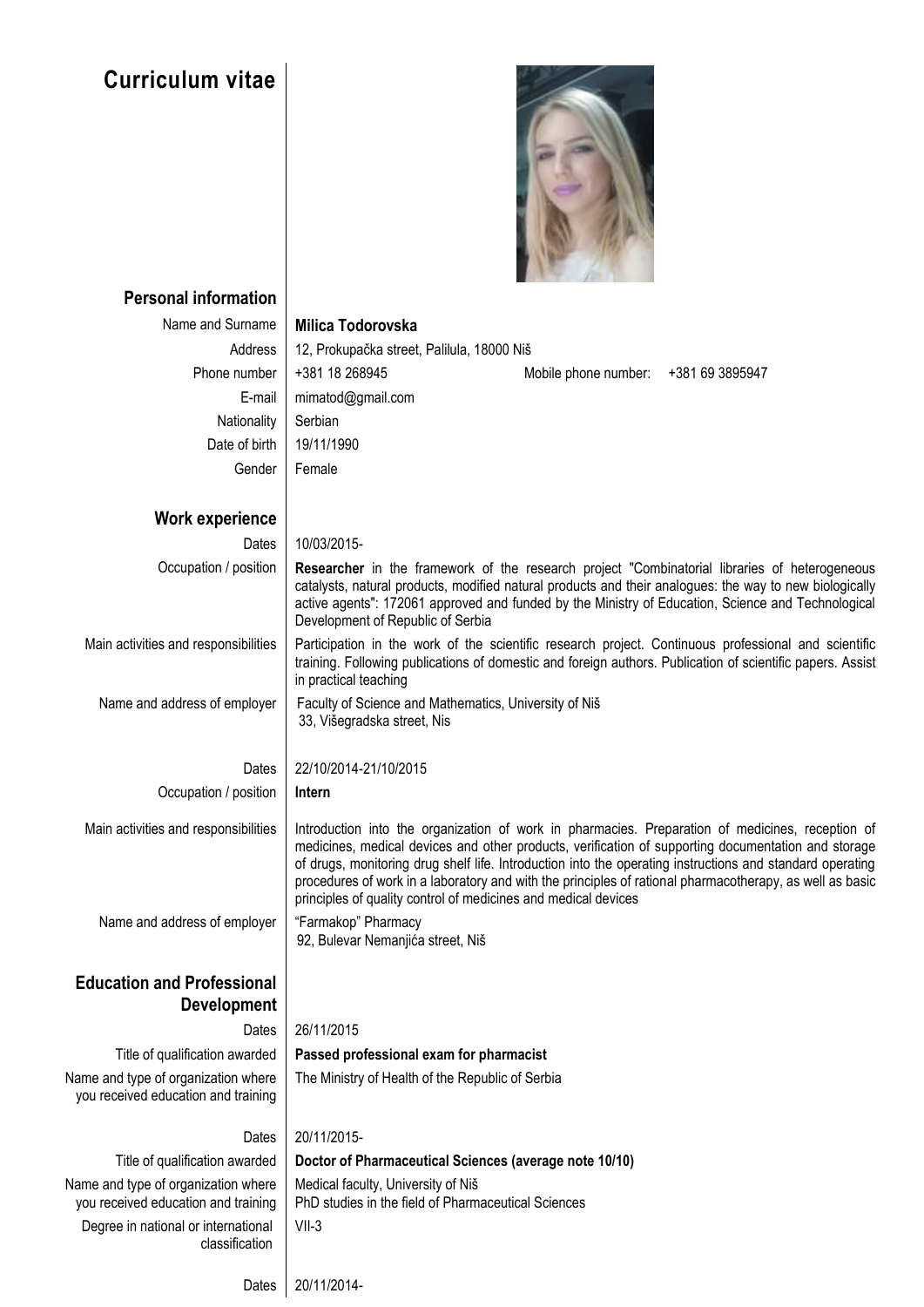# Curriculum vitae

## Personal information

| | |
|---|---|
| Name and Surname | **Milica Todorovska** |
| Address | 12, Prokupačka street, Palilula, 18000 Niš |
| Phone number | +381 18 268945     Mobile phone number: +381 69 3895947 |
| E-mail | mimatod@gmail.com |
| Nationality | Serbian |
| Date of birth | 19/11/1990 |
| Gender | Female |

## Work experience

| | |
|---|---|
| Dates | 10/03/2015- |
| Occupation / position | **Researcher** in the framework of the research project "Combinatorial libraries of heterogeneous catalysts, natural products, modified natural products and their analogues: the way to new biologically active agents": 172061 approved and funded by the Ministry of Education, Science and Technological Development of Republic of Serbia |
| Main activities and responsibilities | Participation in the work of the scientific research project. Continuous professional and scientific training. Following publications of domestic and foreign authors. Publication of scientific papers. Assist in practical teaching |
| Name and address of employer | Faculty of Science and Mathematics, University of Niš<br>33, Višegradska street, Nis |

| | |
|---|---|
| Dates | 22/10/2014-21/10/2015 |
| Occupation / position | **Intern** |
| Main activities and responsibilities | Introduction into the organization of work in pharmacies. Preparation of medicines, reception of medicines, medical devices and other products, verification of supporting documentation and storage of drugs, monitoring drug shelf life. Introduction into the operating instructions and standard operating procedures of work in a laboratory and with the principles of rational pharmacotherapy, as well as basic principles of quality control of medicines and medical devices |
| Name and address of employer | "Farmakop" Pharmacy<br>92, Bulevar Nemanjića street, Niš |

## Education and Professional Development

| | |
|---|---|
| Dates | 26/11/2015 |
| Title of qualification awarded | **Passed professional exam for pharmacist** |
| Name and type of organization where you received education and training | The Ministry of Health of the Republic of Serbia |

| | |
|---|---|
| Dates | 20/11/2015- |
| Title of qualification awarded | **Doctor of Pharmaceutical Sciences (average note 10/10)** |
| Name and type of organization where you received education and training | Medical faculty, University of Niš<br>PhD studies in the field of Pharmaceutical Sciences |
| Degree in national or international classification | VII-3 |

| | |
|---|---|
| Dates | 20/11/2014- |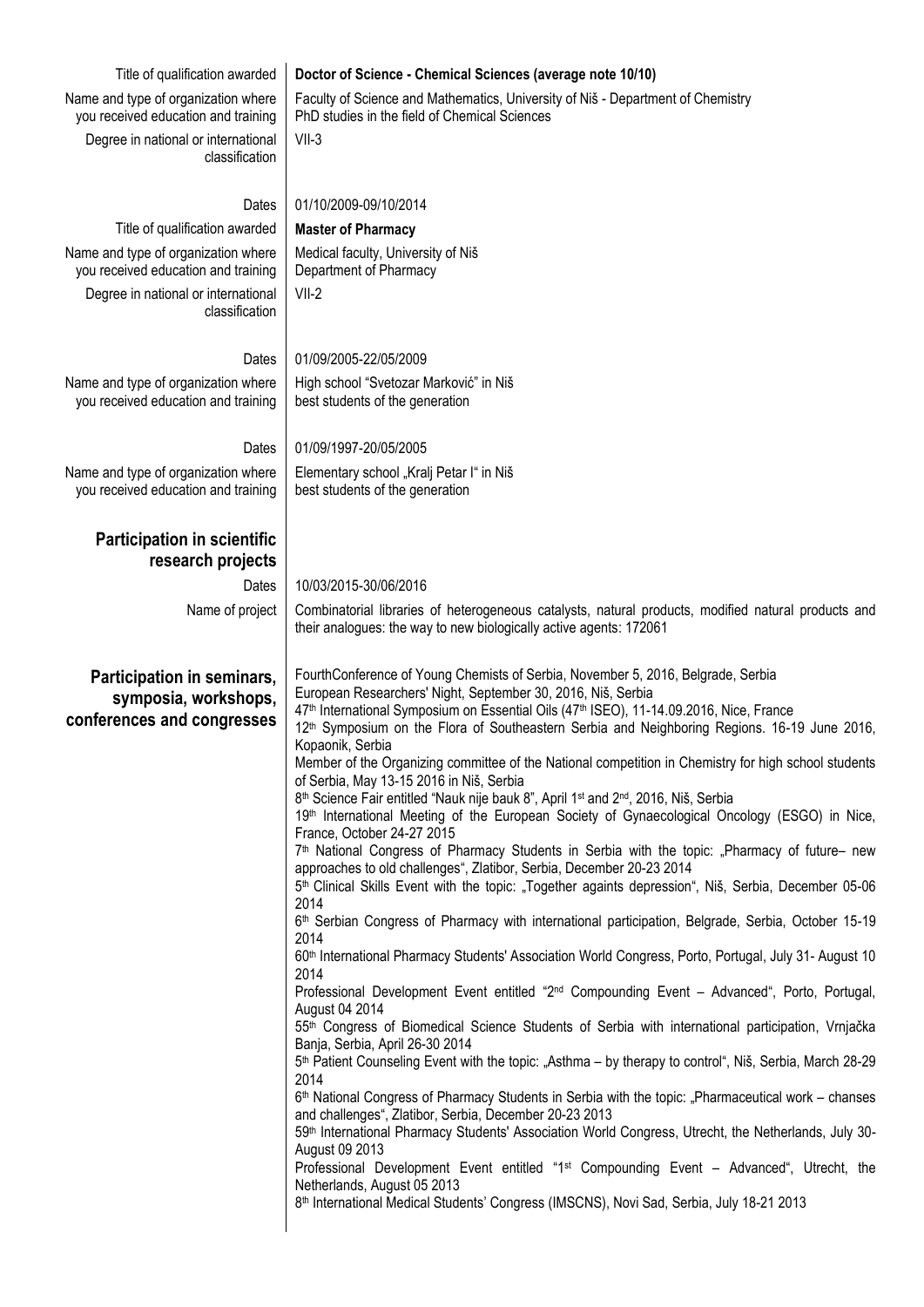| | |
|---|---|
| Title of qualification awarded | **Doctor of Science - Chemical Sciences (average note 10/10)** |
| Name and type of organization where you received education and training | Faculty of Science and Mathematics, University of Niš - Department of Chemistry<br>PhD studies in the field of Chemical Sciences |
| Degree in national or international classification | VII-3 |
| Dates | 01/10/2009-09/10/2014 |
| Title of qualification awarded | **Master of Pharmacy** |
| Name and type of organization where you received education and training | Medical faculty, University of Niš<br>Department of Pharmacy |
| Degree in national or international classification | VII-2 |
| Dates | 01/09/2005-22/05/2009 |
| Name and type of organization where you received education and training | High school "Svetozar Marković" in Niš<br>best students of the generation |
| Dates | 01/09/1997-20/05/2005 |
| Name and type of organization where you received education and training | Elementary school „Kralj Petar I" in Niš<br>best students of the generation |

## Participation in scientific research projects

| | |
|---|---|
| Dates | 10/03/2015-30/06/2016 |
| Name of project | Combinatorial libraries of heterogeneous catalysts, natural products, modified natural products and their analogues: the way to new biologically active agents: 172061 |

## Participation in seminars, symposia, workshops, conferences and congresses

FourthConference of Young Chemists of Serbia, November 5, 2016, Belgrade, Serbia
European Researchers' Night, September 30, 2016, Niš, Serbia
47th International Symposium on Essential Oils (47th ISEO), 11-14.09.2016, Nice, France
12th Symposium on the Flora of Southeastern Serbia and Neighboring Regions. 16-19 June 2016, Kopaonik, Serbia
Member of the Organizing committee of the National competition in Chemistry for high school students of Serbia, May 13-15 2016 in Niš, Serbia
8th Science Fair entitled "Nauk nije bauk 8", April 1st and 2nd, 2016, Niš, Serbia
19th International Meeting of the European Society of Gynaecological Oncology (ESGO) in Nice, France, October 24-27 2015
7th National Congress of Pharmacy Students in Serbia with the topic: „Pharmacy of future– new approaches to old challenges", Zlatibor, Serbia, December 20-23 2014
5th Clinical Skills Event with the topic: „Together againts depression", Niš, Serbia, December 05-06 2014
6th Serbian Congress of Pharmacy with international participation, Belgrade, Serbia, October 15-19 2014
60th International Pharmacy Students' Association World Congress, Porto, Portugal, July 31- August 10 2014
Professional Development Event entitled "2nd Compounding Event – Advanced", Porto, Portugal, August 04 2014
55th Congress of Biomedical Science Students of Serbia with international participation, Vrnjačka Banja, Serbia, April 26-30 2014
5th Patient Counseling Event with the topic: „Asthma – by therapy to control", Niš, Serbia, March 28-29 2014
6th National Congress of Pharmacy Students in Serbia with the topic: „Pharmaceutical work – chanses and challenges", Zlatibor, Serbia, December 20-23 2013
59th International Pharmacy Students' Association World Congress, Utrecht, the Netherlands, July 30- August 09 2013
Professional Development Event entitled "1st Compounding Event – Advanced", Utrecht, the Netherlands, August 05 2013
8th International Medical Students' Congress (IMSCNS), Novi Sad, Serbia, July 18-21 2013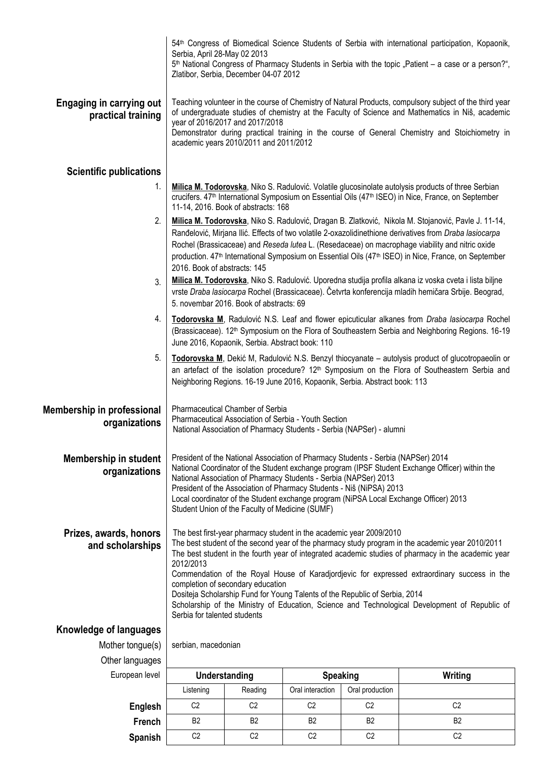54th Congress of Biomedical Science Students of Serbia with international participation, Kopaonik, Serbia, April 28-May 02 2013
5th National Congress of Pharmacy Students in Serbia with the topic „Patient – a case or a person?", Zlatibor, Serbia, December 04-07 2012

## Engaging in carrying out practical training

Teaching volunteer in the course of Chemistry of Natural Products, compulsory subject of the third year of undergraduate studies of chemistry at the Faculty of Science and Mathematics in Niš, academic year of 2016/2017 and 2017/2018
Demonstrator during practical training in the course of General Chemistry and Stoichiometry in academic years 2010/2011 and 2011/2012

## Scientific publications

1. **Milica M. Todorovska**, Niko S. Radulović. Volatile glucosinolate autolysis products of three Serbian crucifers. 47th International Symposium on Essential Oils (47th ISEO) in Nice, France, on September 11-14, 2016. Book of abstracts: 168
2. **Milica M. Todorovska**, Niko S. Radulović, Dragan B. Zlatković, Nikola M. Stojanović, Pavle J. Ranđelović, Mirjana Ilić. Effects of two volatile 2-oxazolidinethione derivatives from *Draba lasiocarpa* Rochel (Brassicaceae) and *Reseda lutea* L. (Resedaceae) on macrophage viability and nitric oxide production. 47th International Symposium on Essential Oils (47th ISEO) in Nice, France, on September 11-14, 2016. Book of abstracts: 145
3. **Milica M. Todorovska**, Niko S. Radulović. Uporedna studija profila alkana iz voska cveta i lista biljne vrste *Draba lasiocarpa* Rochel (Brassicaceae). Četvrta konferencija mladih hemičara Srbije. Beograd, 5. novembar 2016. Book of abstracts: 69
4. **Todorovska M**, Radulović N.S. Leaf and flower epicuticular alkanes from *Draba lasiocarpa* Rochel (Brassicaceae). 12th Symposium on the Flora of Southeastern Serbia and Neighboring Regions. 16-19 June 2016, Kopaonik, Serbia. Abstract book: 110
5. **Todorovska M**, Dekić M, Radulović N.S. Benzyl thiocyanate – autolysis product of glucotropaeolin or an artefact of the isolation procedure? 12th Symposium on the Flora of Southeastern Serbia and Neighboring Regions. 16-19 June 2016, Kopaonik, Serbia. Abstract book: 113

## Membership in professional organizations

Pharmaceutical Chamber of Serbia
Pharmaceutical Association of Serbia - Youth Section
National Association of Pharmacy Students - Serbia (NAPSer) - alumni

## Membership in student organizations

President of the National Association of Pharmacy Students - Serbia (NAPSer) 2014
National Coordinator of the Student exchange program (IPSF Student Exchange Officer) within the National Association of Pharmacy Students - Serbia (NAPSer) 2013
President of the Association of Pharmacy Students - Niš (NiPSA) 2013
Local coordinator of the Student exchange program (NiPSA Local Exchange Officer) 2013
Student Union of the Faculty of Medicine (SUMF)

## Prizes, awards, honors and scholarships

The best first-year pharmacy student in the academic year 2009/2010
The best student of the second year of the pharmacy study program in the academic year 2010/2011
The best student in the fourth year of integrated academic studies of pharmacy in the academic year 2012/2013
Commendation of the Royal House of Karadjordjevic for expressed extraordinary success in the completion of secondary education
Dositeja Scholarship Fund for Young Talents of the Republic of Serbia, 2014
Scholarship of the Ministry of Education, Science and Technological Development of Republic of Serbia for talented students

## Knowledge of languages

Mother tongue(s): serbian, macedonian

Other languages

| European level | Understanding | | Speaking | | Writing |
|---|---|---|---|---|---|
| | Listening | Reading | Oral interaction | Oral production | |
| **Englesh** | C2 | C2 | C2 | C2 | C2 |
| **French** | B2 | B2 | B2 | B2 | B2 |
| **Spanish** | C2 | C2 | C2 | C2 | C2 |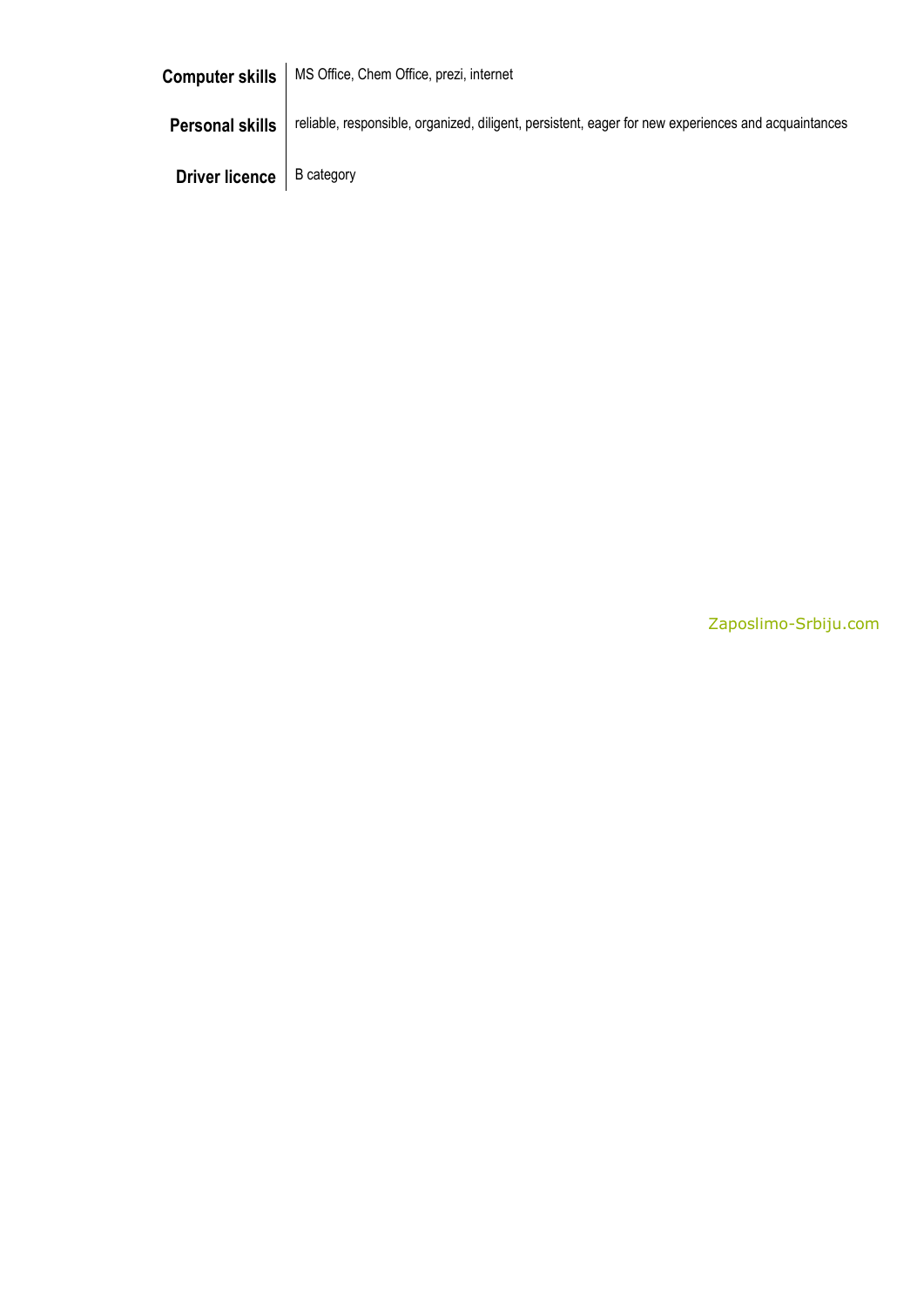| | |
|---|---|
| **Computer skills** | MS Office, Chem Office, prezi, internet |
| **Personal skills** | reliable, responsible, organized, diligent, persistent, eager for new experiences and acquaintances |
| **Driver licence** | B category |

Zaposlimo-Srbiju.com